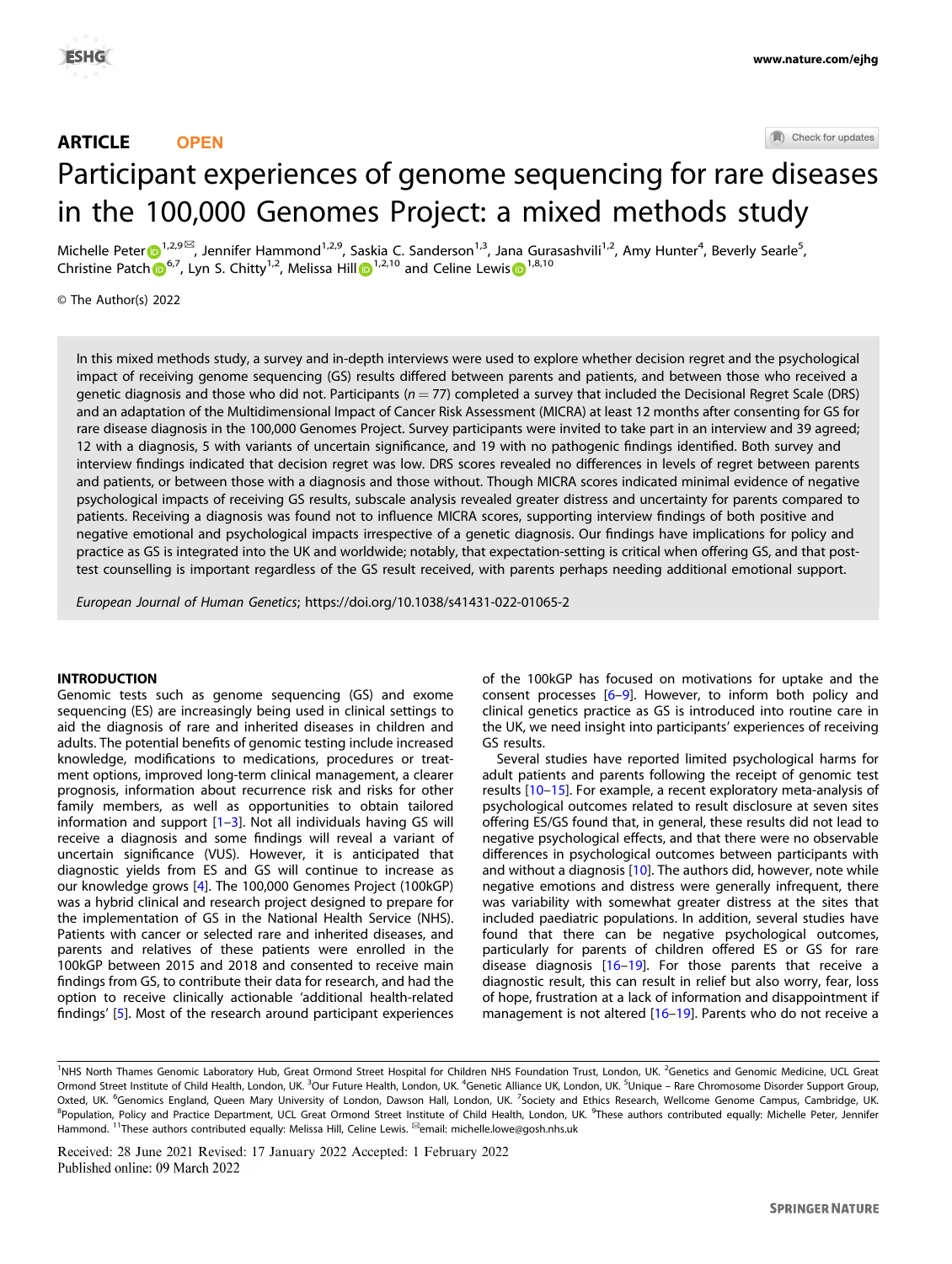**ARTICLE** **OPEN**

# Participant experiences of genome sequencing for rare diseases in the 100,000 Genomes Project: a mixed methods study

Michelle Peter[1,2,9✉], Jennifer Hammond[1,2,9], Saskia C. Sanderson[1,3], Jana Gurasashvili[1,2], Amy Hunter[4], Beverly Searle[5], Christine Patch[6,7], Lyn S. Chitty[1,2], Melissa Hill[1,2,10] and Celine Lewis[1,8,10]

© The Author(s) 2022

In this mixed methods study, a survey and in-depth interviews were used to explore whether decision regret and the psychological impact of receiving genome sequencing (GS) results differed between parents and patients, and between those who received a genetic diagnosis and those who did not. Participants ($n = 77$) completed a survey that included the Decisional Regret Scale (DRS) and an adaptation of the Multidimensional Impact of Cancer Risk Assessment (MICRA) at least 12 months after consenting for GS for rare disease diagnosis in the 100,000 Genomes Project. Survey participants were invited to take part in an interview and 39 agreed; 12 with a diagnosis, 5 with variants of uncertain significance, and 19 with no pathogenic findings identified. Both survey and interview findings indicated that decision regret was low. DRS scores revealed no differences in levels of regret between parents and patients, or between those with a diagnosis and those without. Though MICRA scores indicated minimal evidence of negative psychological impacts of receiving GS results, subscale analysis revealed greater distress and uncertainty for parents compared to patients. Receiving a diagnosis was found not to influence MICRA scores, supporting interview findings of both positive and negative emotional and psychological impacts irrespective of a genetic diagnosis. Our findings have implications for policy and practice as GS is integrated into the UK and worldwide; notably, that expectation-setting is critical when offering GS, and that post-test counselling is important regardless of the GS result received, with parents perhaps needing additional emotional support.

*European Journal of Human Genetics*; https://doi.org/10.1038/s41431-022-01065-2

## INTRODUCTION

Genomic tests such as genome sequencing (GS) and exome sequencing (ES) are increasingly being used in clinical settings to aid the diagnosis of rare and inherited diseases in children and adults. The potential benefits of genomic testing include increased knowledge, modifications to medications, procedures or treatment options, improved long-term clinical management, a clearer prognosis, information about recurrence risk and risks for other family members, as well as opportunities to obtain tailored information and support [1–3]. Not all individuals having GS will receive a diagnosis and some findings will reveal a variant of uncertain significance (VUS). However, it is anticipated that diagnostic yields from ES and GS will continue to increase as our knowledge grows [4]. The 100,000 Genomes Project (100kGP) was a hybrid clinical and research project designed to prepare for the implementation of GS in the National Health Service (NHS). Patients with cancer or selected rare and inherited diseases, and parents and relatives of these patients were enrolled in the 100kGP between 2015 and 2018 and consented to receive main findings from GS, to contribute their data for research, and had the option to receive clinically actionable 'additional health-related findings' [5]. Most of the research around participant experiences of the 100kGP has focused on motivations for uptake and the consent processes [6–9]. However, to inform both policy and clinical genetics practice as GS is introduced into routine care in the UK, we need insight into participants' experiences of receiving GS results.

Several studies have reported limited psychological harms for adult patients and parents following the receipt of genomic test results [10–15]. For example, a recent exploratory meta-analysis of psychological outcomes related to result disclosure at seven sites offering ES/GS found that, in general, these results did not lead to negative psychological effects, and that there were no observable differences in psychological outcomes between participants with and without a diagnosis [10]. The authors did, however, note while negative emotions and distress were generally infrequent, there was variability with somewhat greater distress at the sites that included paediatric populations. In addition, several studies have found that there can be negative psychological outcomes, particularly for parents of children offered ES or GS for rare disease diagnosis [16–19]. For those parents that receive a diagnostic result, this can result in relief but also worry, fear, loss of hope, frustration at a lack of information and disappointment if management is not altered [16–19]. Parents who do not receive a

[1]NHS North Thames Genomic Laboratory Hub, Great Ormond Street Hospital for Children NHS Foundation Trust, London, UK. [2]Genetics and Genomic Medicine, UCL Great Ormond Street Institute of Child Health, London, UK. [3]Our Future Health, London, UK. [4]Genetic Alliance UK, London, UK. [5]Unique – Rare Chromosome Disorder Support Group, Oxted, UK. [6]Genomics England, Queen Mary University of London, Dawson Hall, London, UK. [7]Society and Ethics Research, Wellcome Genome Campus, Cambridge, UK. [8]Population, Policy and Practice Department, UCL Great Ormond Street Institute of Child Health, London, UK. [9]These authors contributed equally: Michelle Peter, Jennifer Hammond. [10]These authors contributed equally: Melissa Hill, Celine Lewis. ✉email: michelle.lowe@gosh.nhs.uk

Received: 28 June 2021 Revised: 17 January 2022 Accepted: 1 February 2022
Published online: 09 March 2022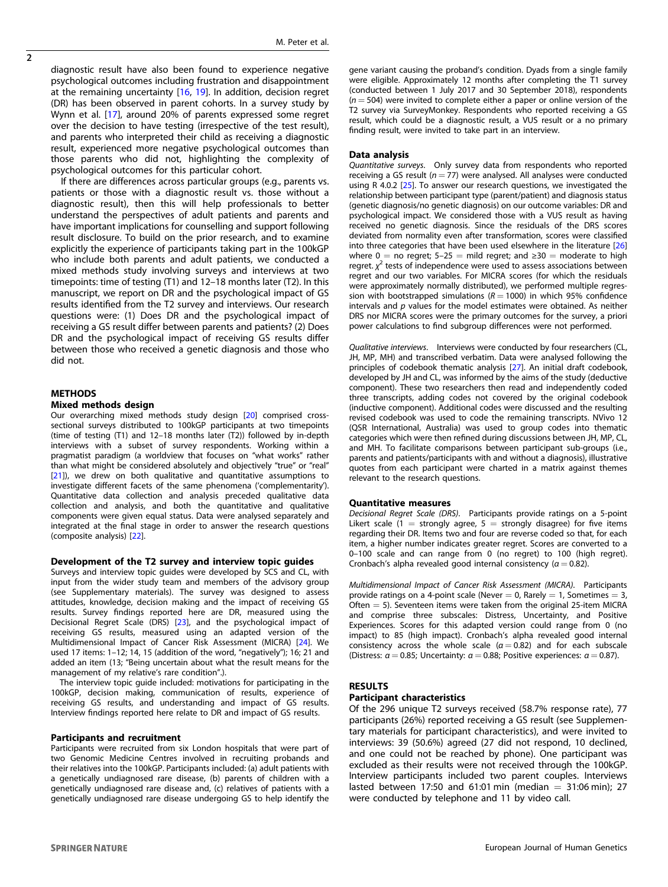diagnostic result have also been found to experience negative psychological outcomes including frustration and disappointment at the remaining uncertainty [16, 19]. In addition, decision regret (DR) has been observed in parent cohorts. In a survey study by Wynn et al. [17], around 20% of parents expressed some regret over the decision to have testing (irrespective of the test result), and parents who interpreted their child as receiving a diagnostic result, experienced more negative psychological outcomes than those parents who did not, highlighting the complexity of psychological outcomes for this particular cohort.

If there are differences across particular groups (e.g., parents vs. patients or those with a diagnostic result vs. those without a diagnostic result), then this will help professionals to better understand the perspectives of adult patients and parents and have important implications for counselling and support following result disclosure. To build on the prior research, and to examine explicitly the experience of participants taking part in the 100kGP who include both parents and adult patients, we conducted a mixed methods study involving surveys and interviews at two timepoints: time of testing (T1) and 12–18 months later (T2). In this manuscript, we report on DR and the psychological impact of GS results identified from the T2 survey and interviews. Our research questions were: (1) Does DR and the psychological impact of receiving a GS result differ between parents and patients? (2) Does DR and the psychological impact of receiving GS results differ between those who received a genetic diagnosis and those who did not.

## METHODS

### Mixed methods design

Our overarching mixed methods study design [20] comprised cross-sectional surveys distributed to 100kGP participants at two timepoints (time of testing (T1) and 12–18 months later (T2)) followed by in-depth interviews with a subset of survey respondents. Working within a pragmatist paradigm (a worldview that focuses on "what works" rather than what might be considered absolutely and objectively "true" or "real" [21]), we drew on both qualitative and quantitative assumptions to investigate different facets of the same phenomena ('complementarity'). Quantitative data collection and analysis preceded qualitative data collection and analysis, and both the quantitative and qualitative components were given equal status. Data were analysed separately and integrated at the final stage in order to answer the research questions (composite analysis) [22].

### Development of the T2 survey and interview topic guides

Surveys and interview topic guides were developed by SCS and CL, with input from the wider study team and members of the advisory group (see Supplementary materials). The survey was designed to assess attitudes, knowledge, decision making and the impact of receiving GS results. Survey findings reported here are DR, measured using the Decisional Regret Scale (DRS) [23], and the psychological impact of receiving GS results, measured using an adapted version of the Multidimensional Impact of Cancer Risk Assessment (MICRA) [24]. We used 17 items: 1–12; 14, 15 (addition of the word, "negatively"); 16; 21 and added an item (13; "Being uncertain about what the result means for the management of my relative's rare condition".).

The interview topic guide included: motivations for participating in the 100kGP, decision making, communication of results, experience of receiving GS results, and understanding and impact of GS results. Interview findings reported here relate to DR and impact of GS results.

### Participants and recruitment

Participants were recruited from six London hospitals that were part of two Genomic Medicine Centres involved in recruiting probands and their relatives into the 100kGP. Participants included: (a) adult patients with a genetically undiagnosed rare disease, (b) parents of children with a genetically undiagnosed rare disease and, (c) relatives of patients with a genetically undiagnosed rare disease undergoing GS to help identify the gene variant causing the proband's condition. Dyads from a single family were eligible. Approximately 12 months after completing the T1 survey (conducted between 1 July 2017 and 30 September 2018), respondents ($n = 504$) were invited to complete either a paper or online version of the T2 survey via SurveyMonkey. Respondents who reported receiving a GS result, which could be a diagnostic result, a VUS result or a no primary finding result, were invited to take part in an interview.

### Data analysis

*Quantitative surveys.* Only survey data from respondents who reported receiving a GS result ($n = 77$) were analysed. All analyses were conducted using R 4.0.2 [25]. To answer our research questions, we investigated the relationship between participant type (parent/patient) and diagnosis status (genetic diagnosis/no genetic diagnosis) on our outcome variables: DR and psychological impact. We considered those with a VUS result as having received no genetic diagnosis. Since the residuals of the DRS scores deviated from normality even after transformation, scores were classified into three categories that have been used elsewhere in the literature [26] where 0 = no regret; 5–25 = mild regret; and ≥30 = moderate to high regret. $\chi^2$ tests of independence were used to assess associations between regret and our two variables. For MICRA scores (for which the residuals were approximately normally distributed), we performed multiple regression with bootstrapped simulations ($R = 1000$) in which 95% confidence intervals and $p$ values for the model estimates were obtained. As neither DRS nor MICRA scores were the primary outcomes for the survey, a priori power calculations to find subgroup differences were not performed.

*Qualitative interviews.* Interviews were conducted by four researchers (CL, JH, MP, MH) and transcribed verbatim. Data were analysed following the principles of codebook thematic analysis [27]. An initial draft codebook, developed by JH and CL, was informed by the aims of the study (deductive component). These two researchers then read and independently coded three transcripts, adding codes not covered by the original codebook (inductive component). Additional codes were discussed and the resulting revised codebook was used to code the remaining transcripts. NVivo 12 (QSR International, Australia) was used to group codes into thematic categories which were then refined during discussions between JH, MP, CL, and MH. To facilitate comparisons between participant sub-groups (i.e., parents and patients/participants with and without a diagnosis), illustrative quotes from each participant were charted in a matrix against themes relevant to the research questions.

### Quantitative measures

*Decisional Regret Scale (DRS).* Participants provide ratings on a 5-point Likert scale (1 = strongly agree, 5 = strongly disagree) for five items regarding their DR. Items two and four are reverse coded so that, for each item, a higher number indicates greater regret. Scores are converted to a 0–100 scale and can range from 0 (no regret) to 100 (high regret). Cronbach's alpha revealed good internal consistency ($\alpha = 0.82$).

*Multidimensional Impact of Cancer Risk Assessment (MICRA).* Participants provide ratings on a 4-point scale (Never = 0, Rarely = 1, Sometimes = 3, Often = 5). Seventeen items were taken from the original 25-item MICRA and comprise three subscales: Distress, Uncertainty, and Positive Experiences. Scores for this adapted version could range from 0 (no impact) to 85 (high impact). Cronbach's alpha revealed good internal consistency across the whole scale ($\alpha = 0.82$) and for each subscale (Distress: $\alpha = 0.85$; Uncertainty: $\alpha = 0.88$; Positive experiences: $\alpha = 0.87$).

## RESULTS

### Participant characteristics

Of the 296 unique T2 surveys received (58.7% response rate), 77 participants (26%) reported receiving a GS result (see Supplementary materials for participant characteristics), and were invited to interviews: 39 (50.6%) agreed (27 did not respond, 10 declined, and one could not be reached by phone). One participant was excluded as their results were not received through the 100kGP. Interview participants included two parent couples. Interviews lasted between 17:50 and 61:01 min (median = 31:06 min); 27 were conducted by telephone and 11 by video call.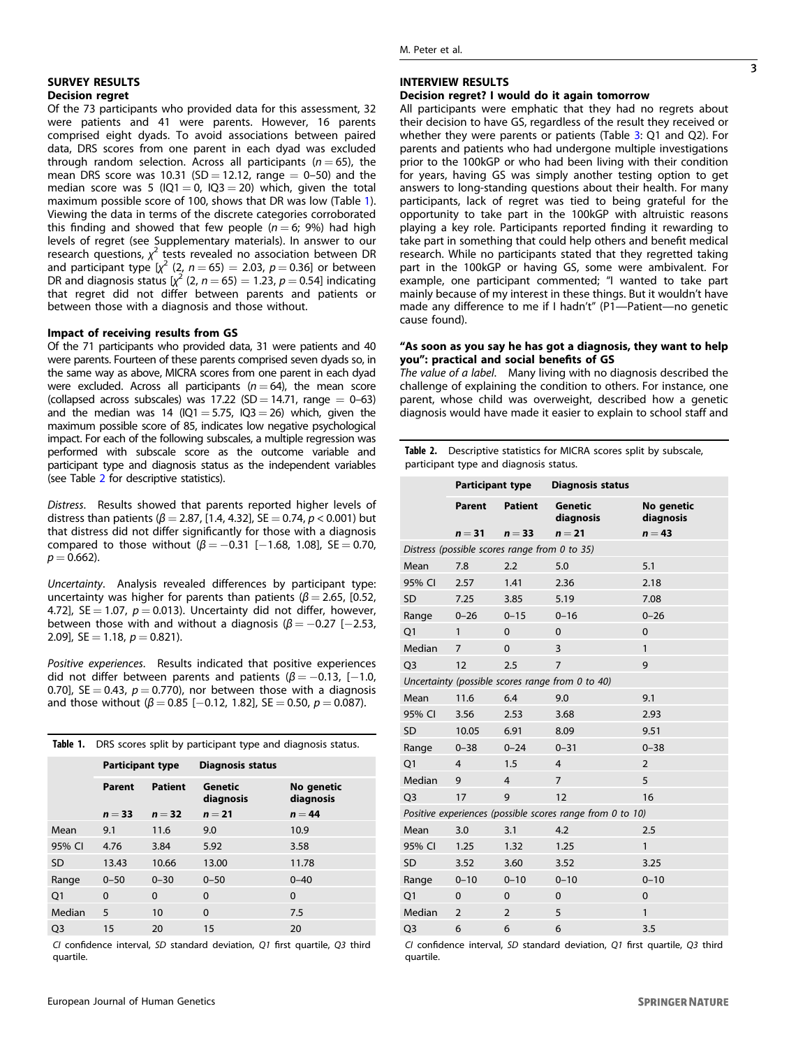## SURVEY RESULTS

### Decision regret

Of the 73 participants who provided data for this assessment, 32 were patients and 41 were parents. However, 16 parents comprised eight dyads. To avoid associations between paired data, DRS scores from one parent in each dyad was excluded through random selection. Across all participants ($n = 65$), the mean DRS score was 10.31 (SD = 12.12, range = 0–50) and the median score was 5 (IQ1 = 0, IQ3 = 20) which, given the total maximum possible score of 100, shows that DR was low (Table 1). Viewing the data in terms of the discrete categories corroborated this finding and showed that few people ($n = 6$; 9%) had high levels of regret (see Supplementary materials). In answer to our research questions, $\chi^2$ tests revealed no association between DR and participant type [$\chi^2$ (2, $n = 65$) = 2.03, $p = 0.36$] or between DR and diagnosis status [$\chi^2$ (2, $n = 65$) = 1.23, $p = 0.54$] indicating that regret did not differ between parents and patients or between those with a diagnosis and those without.

### Impact of receiving results from GS

Of the 71 participants who provided data, 31 were patients and 40 were parents. Fourteen of these parents comprised seven dyads so, in the same way as above, MICRA scores from one parent in each dyad were excluded. Across all participants ($n = 64$), the mean score (collapsed across subscales) was 17.22 (SD = 14.71, range = 0–63) and the median was 14 (IQ1 = 5.75, IQ3 = 26) which, given the maximum possible score of 85, indicates low negative psychological impact. For each of the following subscales, a multiple regression was performed with subscale score as the outcome variable and participant type and diagnosis status as the independent variables (see Table 2 for descriptive statistics).

*Distress*. Results showed that parents reported higher levels of distress than patients ($\beta = 2.87$, [1.4, 4.32], SE = 0.74, $p < 0.001$) but that distress did not differ significantly for those with a diagnosis compared to those without ($\beta = -0.31$ [−1.68, 1.08], SE = 0.70, $p = 0.662$).

*Uncertainty*. Analysis revealed differences by participant type: uncertainty was higher for parents than patients ($\beta = 2.65$, [0.52, 4.72], SE = 1.07, $p = 0.013$). Uncertainty did not differ, however, between those with and without a diagnosis ($\beta = -0.27$ [−2.53, 2.09], SE = 1.18, $p = 0.821$).

*Positive experiences*. Results indicated that positive experiences did not differ between parents and patients ($\beta = -0.13$, [−1.0, 0.70], SE = 0.43, $p = 0.770$), nor between those with a diagnosis and those without ($\beta = 0.85$ [−0.12, 1.82], SE = 0.50, $p = 0.087$).

**Table 1.** DRS scores split by participant type and diagnosis status.

| | Participant type | | Diagnosis status | |
|---|---|---|---|---|
| | Parent | Patient | Genetic diagnosis | No genetic diagnosis |
| | $n = 33$ | $n = 32$ | $n = 21$ | $n = 44$ |
| Mean | 9.1 | 11.6 | 9.0 | 10.9 |
| 95% CI | 4.76 | 3.84 | 5.92 | 3.58 |
| SD | 13.43 | 10.66 | 13.00 | 11.78 |
| Range | 0–50 | 0–30 | 0–50 | 0–40 |
| Q1 | 0 | 0 | 0 | 0 |
| Median | 5 | 10 | 0 | 7.5 |
| Q3 | 15 | 20 | 15 | 20 |

*CI* confidence interval, *SD* standard deviation, *Q1* first quartile, *Q3* third quartile.

## INTERVIEW RESULTS

### Decision regret? I would do it again tomorrow

All participants were emphatic that they had no regrets about their decision to have GS, regardless of the result they received or whether they were parents or patients (Table 3: Q1 and Q2). For parents and patients who had undergone multiple investigations prior to the 100kGP or who had been living with their condition for years, having GS was simply another testing option to get answers to long-standing questions about their health. For many participants, lack of regret was tied to being grateful for the opportunity to take part in the 100kGP with altruistic reasons playing a key role. Participants reported finding it rewarding to take part in something that could help others and benefit medical research. While no participants stated that they regretted taking part in the 100kGP or having GS, some were ambivalent. For example, one participant commented; "I wanted to take part mainly because of my interest in these things. But it wouldn't have made any difference to me if I hadn't" (P1—Patient—no genetic cause found).

### "As soon as you say he has got a diagnosis, they want to help you": practical and social benefits of GS

*The value of a label*. Many living with no diagnosis described the challenge of explaining the condition to others. For instance, one parent, whose child was overweight, described how a genetic diagnosis would have made it easier to explain to school staff and

**Table 2.** Descriptive statistics for MICRA scores split by subscale, participant type and diagnosis status.

| | Participant type | | Diagnosis status | |
|---|---|---|---|---|
| | Parent | Patient | Genetic diagnosis | No genetic diagnosis |
| | $n = 31$ | $n = 33$ | $n = 21$ | $n = 43$ |
| *Distress (possible scores range from 0 to 35)* | | | | |
| Mean | 7.8 | 2.2 | 5.0 | 5.1 |
| 95% CI | 2.57 | 1.41 | 2.36 | 2.18 |
| SD | 7.25 | 3.85 | 5.19 | 7.08 |
| Range | 0–26 | 0–15 | 0–16 | 0–26 |
| Q1 | 1 | 0 | 0 | 0 |
| Median | 7 | 0 | 3 | 1 |
| Q3 | 12 | 2.5 | 7 | 9 |
| *Uncertainty (possible scores range from 0 to 40)* | | | | |
| Mean | 11.6 | 6.4 | 9.0 | 9.1 |
| 95% CI | 3.56 | 2.53 | 3.68 | 2.93 |
| SD | 10.05 | 6.91 | 8.09 | 9.51 |
| Range | 0–38 | 0–24 | 0–31 | 0–38 |
| Q1 | 4 | 1.5 | 4 | 2 |
| Median | 9 | 4 | 7 | 5 |
| Q3 | 17 | 9 | 12 | 16 |
| *Positive experiences (possible scores range from 0 to 10)* | | | | |
| Mean | 3.0 | 3.1 | 4.2 | 2.5 |
| 95% CI | 1.25 | 1.32 | 1.25 | 1 |
| SD | 3.52 | 3.60 | 3.52 | 3.25 |
| Range | 0–10 | 0–10 | 0–10 | 0–10 |
| Q1 | 0 | 0 | 0 | 0 |
| Median | 2 | 2 | 5 | 1 |
| Q3 | 6 | 6 | 6 | 3.5 |

*CI* confidence interval, *SD* standard deviation, *Q1* first quartile, *Q3* third quartile.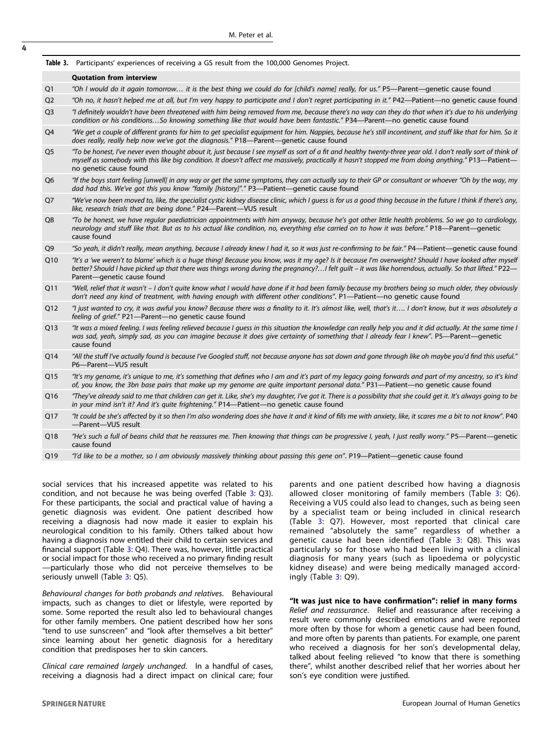**Table 3.** Participants' experiences of receiving a GS result from the 100,000 Genomes Project.

| | Quotation from interview |
|---|---|
| Q1 | *"Oh I would do it again tomorrow… it is the best thing we could do for [child's name] really, for us."* P5—Parent—genetic cause found |
| Q2 | *"Oh no, it hasn't helped me at all, but I'm very happy to participate and I don't regret participating in it."* P42—Patient—no genetic cause found |
| Q3 | *"I definitely wouldn't have been threatened with him being removed from me, because there's no way can they do that when it's due to his underlying condition or his conditions…So knowing something like that would have been fantastic."* P34—Parent—no genetic cause found |
| Q4 | *"We get a couple of different grants for him to get specialist equipment for him. Nappies, because he's still incontinent, and stuff like that for him. So it does really, really help now we've got the diagnosis."* P18—Parent—genetic cause found |
| Q5 | *"To be honest, I've never even thought about it, just because I see myself as sort of a fit and healthy twenty-three year old. I don't really sort of think of myself as somebody with this like big condition. It doesn't affect me massively, practically it hasn't stopped me from doing anything."* P13—Patient—no genetic cause found |
| Q6 | *"If the boys start feeling [unwell] in any way or get the same symptoms, they can actually say to their GP or consultant or whoever "Oh by the way, my dad had this. We've got this you know "family [history]"."* P3—Patient—genetic cause found |
| Q7 | *"We've now been moved to, like, the specialist cystic kidney disease clinic, which I guess is for us a good thing because in the future I think if there's any, like, research trials that are being done."* P24—Patient—VUS result |
| Q8 | *"To be honest, we have regular paediatrician appointments with him anyway, because he's got other little health problems. So we go to cardiology, neurology and stuff like that. But as to his actual like condition, no, everything else carried on to how it was before."* P18—Parent—genetic cause found |
| Q9 | *"So yeah, it didn't really, mean anything, because I already knew I had it, so it was just re-confirming to be fair."* P4—Patient—genetic cause found |
| Q10 | *"It's a 'we weren't to blame' which is a huge thing! Because you know, was it my age? Is it because I'm overweight? Should I have looked after myself better? Should I have picked up that there was things wrong during the pregnancy?…I felt guilt – it was like horrendous, actually. So that lifted."* P22—Parent—genetic cause found |
| Q11 | *"Well, relief that it wasn't – I don't quite know what I would have done if it had been family because my brothers being so much older, they obviously don't need any kind of treatment, with having enough with different other conditions".* P1—Patient—no genetic cause found |
| Q12 | *"I just wanted to cry, it was awful you know? Because there was a finality to it. It's almost like, well, that's it…. I don't know, but it was absolutely a feeling of grief."* P21—Parent—no genetic cause found |
| Q13 | *"It was a mixed feeling. I was feeling relieved because I guess in this situation the knowledge can really help you and it did actually. At the same time I was sad, yeah, simply sad, as you can imagine because it does give certainty of something that I already fear I knew".* P5—Parent—genetic cause found |
| Q14 | *"All the stuff I've actually found is because I've Googled stuff, not because anyone has sat down and gone through like oh maybe you'd find this useful."* P6—Parent—VUS result |
| Q15 | *"It's my genome, it's unique to me, it's something that defines who I am and it's part of my legacy going forwards and part of my ancestry, so it's kind of, you know, the 3bn base pairs that make up my genome are quite important personal data."* P31—Patient—no genetic cause found |
| Q16 | *"They've already said to me that children can get it. Like, she's my daughter, I've got it. There is a possibility that she could get it. It's always going to be in your mind isn't it? And it's quite frightening."* P14—Patient—no genetic cause found |
| Q17 | *"It could be she's affected by it so then I'm also wondering does she have it and it kind of fills me with anxiety, like, it scares me a bit to not know".* P40—Parent—VUS result |
| Q18 | *"He's such a full of beans child that he reassures me. Then knowing that things can be progressive I, yeah, I just really worry."* P5—Parent—genetic cause found |
| Q19 | *"I'd like to be a mother, so I am obviously massively thinking about passing this gene on".* P19—Patient—genetic cause found |

social services that his increased appetite was related to his condition, and not because he was being overfed (Table 3: Q3). For these participants, the social and practical value of having a genetic diagnosis was evident. One patient described how receiving a diagnosis had now made it easier to explain his neurological condition to his family. Others talked about how having a diagnosis now entitled their child to certain services and financial support (Table 3: Q4). There was, however, little practical or social impact for those who received a no primary finding result—particularly those who did not perceive themselves to be seriously unwell (Table 3: Q5).

*Behavioural changes for both probands and relatives*. Behavioural impacts, such as changes to diet or lifestyle, were reported by some. Some reported the result also led to behavioural changes for other family members. One patient described how her sons "tend to use sunscreen" and "look after themselves a bit better" since learning about her genetic diagnosis for a hereditary condition that predisposes her to skin cancers.

*Clinical care remained largely unchanged*. In a handful of cases, receiving a diagnosis had a direct impact on clinical care; four parents and one patient described how having a diagnosis allowed closer monitoring of family members (Table 3: Q6). Receiving a VUS could also lead to changes, such as being seen by a specialist team or being included in clinical research (Table 3: Q7). However, most reported that clinical care remained "absolutely the same" regardless of whether a genetic cause had been identified (Table 3: Q8). This was particularly so for those who had been living with a clinical diagnosis for many years (such as lipoedema or polycystic kidney disease) and were being medically managed accordingly (Table 3: Q9).

### "It was just nice to have confirmation": relief in many forms

*Relief and reassurance*. Relief and reassurance after receiving a result were commonly described emotions and were reported more often by those for whom a genetic cause had been found, and more often by parents than patients. For example, one parent who received a diagnosis for her son's developmental delay, talked about feeling relieved "to know that there is something there", whilst another described relief that her worries about her son's eye condition were justified.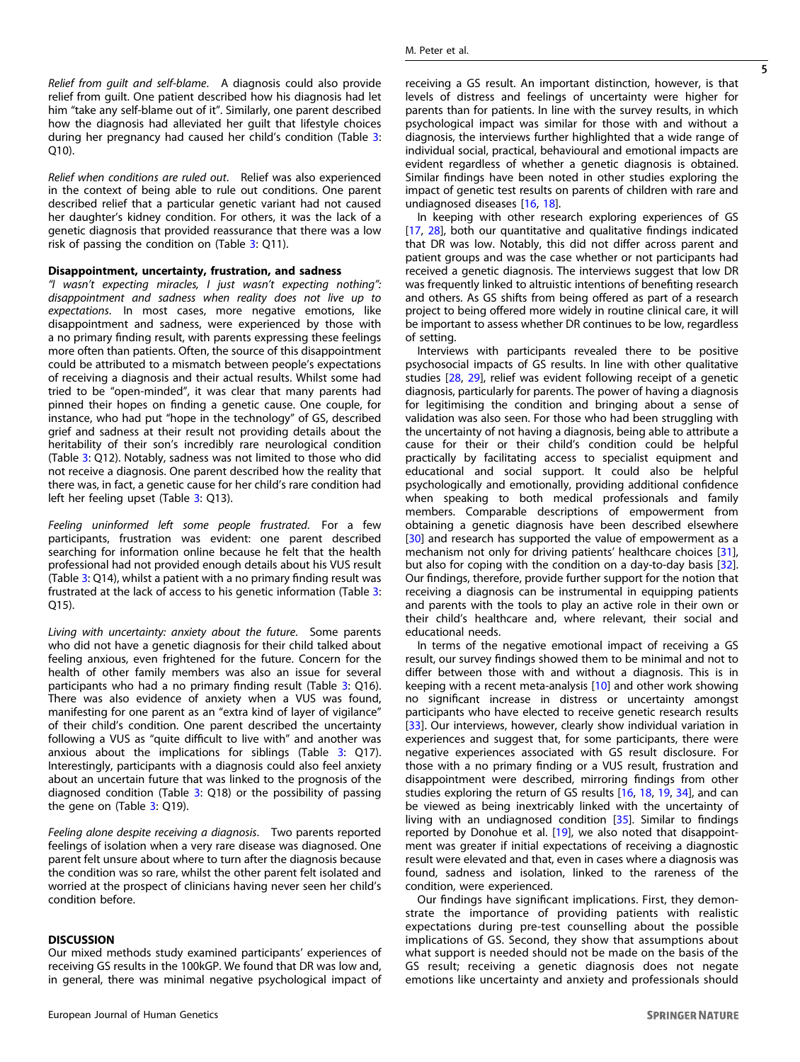*Relief from guilt and self-blame*. A diagnosis could also provide relief from guilt. One patient described how his diagnosis had let him "take any self-blame out of it". Similarly, one parent described how the diagnosis had alleviated her guilt that lifestyle choices during her pregnancy had caused her child's condition (Table 3: Q10).

*Relief when conditions are ruled out*. Relief was also experienced in the context of being able to rule out conditions. One parent described relief that a particular genetic variant had not caused her daughter's kidney condition. For others, it was the lack of a genetic diagnosis that provided reassurance that there was a low risk of passing the condition on (Table 3: Q11).

**Disappointment, uncertainty, frustration, and sadness**

*"I wasn't expecting miracles, I just wasn't expecting nothing": disappointment and sadness when reality does not live up to expectations*. In most cases, more negative emotions, like disappointment and sadness, were experienced by those with a no primary finding result, with parents expressing these feelings more often than patients. Often, the source of this disappointment could be attributed to a mismatch between people's expectations of receiving a diagnosis and their actual results. Whilst some had tried to be "open-minded", it was clear that many parents had pinned their hopes on finding a genetic cause. One couple, for instance, who had put "hope in the technology" of GS, described grief and sadness at their result not providing details about the heritability of their son's incredibly rare neurological condition (Table 3: Q12). Notably, sadness was not limited to those who did not receive a diagnosis. One parent described how the reality that there was, in fact, a genetic cause for her child's rare condition had left her feeling upset (Table 3: Q13).

*Feeling uninformed left some people frustrated*. For a few participants, frustration was evident: one parent described searching for information online because he felt that the health professional had not provided enough details about his VUS result (Table 3: Q14), whilst a patient with a no primary finding result was frustrated at the lack of access to his genetic information (Table 3: Q15).

*Living with uncertainty: anxiety about the future*. Some parents who did not have a genetic diagnosis for their child talked about feeling anxious, even frightened for the future. Concern for the health of other family members was also an issue for several participants who had a no primary finding result (Table 3: Q16). There was also evidence of anxiety when a VUS was found, manifesting for one parent as an "extra kind of layer of vigilance" of their child's condition. One parent described the uncertainty following a VUS as "quite difficult to live with" and another was anxious about the implications for siblings (Table 3: Q17). Interestingly, participants with a diagnosis could also feel anxiety about an uncertain future that was linked to the prognosis of the diagnosed condition (Table 3: Q18) or the possibility of passing the gene on (Table 3: Q19).

*Feeling alone despite receiving a diagnosis*. Two parents reported feelings of isolation when a very rare disease was diagnosed. One parent felt unsure about where to turn after the diagnosis because the condition was so rare, whilst the other parent felt isolated and worried at the prospect of clinicians having never seen her child's condition before.

## DISCUSSION

Our mixed methods study examined participants' experiences of receiving GS results in the 100kGP. We found that DR was low and, in general, there was minimal negative psychological impact of receiving a GS result. An important distinction, however, is that levels of distress and feelings of uncertainty were higher for parents than for patients. In line with the survey results, in which psychological impact was similar for those with and without a diagnosis, the interviews further highlighted that a wide range of individual social, practical, behavioural and emotional impacts are evident regardless of whether a genetic diagnosis is obtained. Similar findings have been noted in other studies exploring the impact of genetic test results on parents of children with rare and undiagnosed diseases [16, 18].

In keeping with other research exploring experiences of GS [17, 28], both our quantitative and qualitative findings indicated that DR was low. Notably, this did not differ across parent and patient groups and was the case whether or not participants had received a genetic diagnosis. The interviews suggest that low DR was frequently linked to altruistic intentions of benefiting research and others. As GS shifts from being offered as part of a research project to being offered more widely in routine clinical care, it will be important to assess whether DR continues to be low, regardless of setting.

Interviews with participants revealed there to be positive psychosocial impacts of GS results. In line with other qualitative studies [28, 29], relief was evident following receipt of a genetic diagnosis, particularly for parents. The power of having a diagnosis for legitimising the condition and bringing about a sense of validation was also seen. For those who had been struggling with the uncertainty of not having a diagnosis, being able to attribute a cause for their or their child's condition could be helpful practically by facilitating access to specialist equipment and educational and social support. It could also be helpful psychologically and emotionally, providing additional confidence when speaking to both medical professionals and family members. Comparable descriptions of empowerment from obtaining a genetic diagnosis have been described elsewhere [30] and research has supported the value of empowerment as a mechanism not only for driving patients' healthcare choices [31], but also for coping with the condition on a day-to-day basis [32]. Our findings, therefore, provide further support for the notion that receiving a diagnosis can be instrumental in equipping patients and parents with the tools to play an active role in their own or their child's healthcare and, where relevant, their social and educational needs.

In terms of the negative emotional impact of receiving a GS result, our survey findings showed them to be minimal and not to differ between those with and without a diagnosis. This is in keeping with a recent meta-analysis [10] and other work showing no significant increase in distress or uncertainty amongst participants who have elected to receive genetic research results [33]. Our interviews, however, clearly show individual variation in experiences and suggest that, for some participants, there were negative experiences associated with GS result disclosure. For those with a no primary finding or a VUS result, frustration and disappointment were described, mirroring findings from other studies exploring the return of GS results [16, 18, 19, 34], and can be viewed as being inextricably linked with the uncertainty of living with an undiagnosed condition [35]. Similar to findings reported by Donohue et al. [19], we also noted that disappointment was greater if initial expectations of receiving a diagnostic result were elevated and that, even in cases where a diagnosis was found, sadness and isolation, linked to the rareness of the condition, were experienced.

Our findings have significant implications. First, they demonstrate the importance of providing patients with realistic expectations during pre-test counselling about the possible implications of GS. Second, they show that assumptions about what support is needed should not be made on the basis of the GS result; receiving a genetic diagnosis does not negate emotions like uncertainty and anxiety and professionals should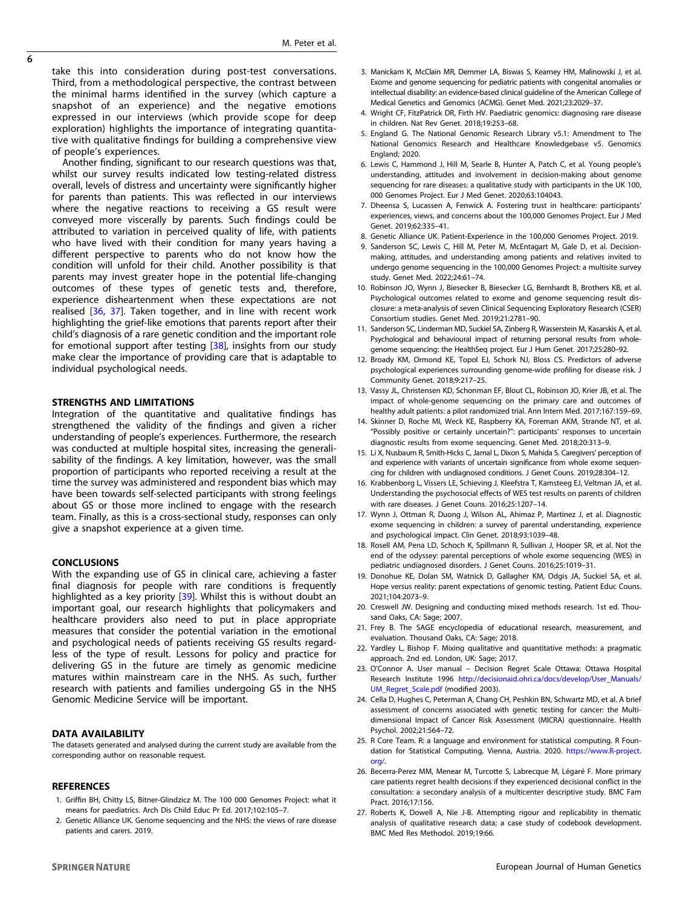take this into consideration during post-test conversations. Third, from a methodological perspective, the contrast between the minimal harms identified in the survey (which capture a snapshot of an experience) and the negative emotions expressed in our interviews (which provide scope for deep exploration) highlights the importance of integrating quantitative with qualitative findings for building a comprehensive view of people's experiences.

Another finding, significant to our research questions was that, whilst our survey results indicated low testing-related distress overall, levels of distress and uncertainty were significantly higher for parents than patients. This was reflected in our interviews where the negative reactions to receiving a GS result were conveyed more viscerally by parents. Such findings could be attributed to variation in perceived quality of life, with patients who have lived with their condition for many years having a different perspective to parents who do not know how the condition will unfold for their child. Another possibility is that parents may invest greater hope in the potential life-changing outcomes of these types of genetic tests and, therefore, experience disheartenment when these expectations are not realised [36, 37]. Taken together, and in line with recent work highlighting the grief-like emotions that parents report after their child's diagnosis of a rare genetic condition and the important role for emotional support after testing [38], insights from our study make clear the importance of providing care that is adaptable to individual psychological needs.

## STRENGTHS AND LIMITATIONS

Integration of the quantitative and qualitative findings has strengthened the validity of the findings and given a richer understanding of people's experiences. Furthermore, the research was conducted at multiple hospital sites, increasing the generalisability of the findings. A key limitation, however, was the small proportion of participants who reported receiving a result at the time the survey was administered and respondent bias which may have been towards self-selected participants with strong feelings about GS or those more inclined to engage with the research team. Finally, as this is a cross-sectional study, responses can only give a snapshot experience at a given time.

## CONCLUSIONS

With the expanding use of GS in clinical care, achieving a faster final diagnosis for people with rare conditions is frequently highlighted as a key priority [39]. Whilst this is without doubt an important goal, our research highlights that policymakers and healthcare providers also need to put in place appropriate measures that consider the potential variation in the emotional and psychological needs of patients receiving GS results regardless of the type of result. Lessons for policy and practice for delivering GS in the future are timely as genomic medicine matures within mainstream care in the NHS. As such, further research with patients and families undergoing GS in the NHS Genomic Medicine Service will be important.

## DATA AVAILABILITY

The datasets generated and analysed during the current study are available from the corresponding author on reasonable request.

## REFERENCES

1. Griffin BH, Chitty LS, Bitner-Glindzicz M. The 100 000 Genomes Project: what it means for paediatrics. Arch Dis Child Educ Pr Ed. 2017;102:105–7.
2. Genetic Alliance UK. Genome sequencing and the NHS: the views of rare disease patients and carers. 2019.
3. Manickam K, McClain MR, Demmer LA, Biswas S, Kearney HM, Malinowski J, et al. Exome and genome sequencing for pediatric patients with congenital anomalies or intellectual disability: an evidence-based clinical guideline of the American College of Medical Genetics and Genomics (ACMG). Genet Med. 2021;23:2029–37.
4. Wright CF, FitzPatrick DR, Firth HV. Paediatric genomics: diagnosing rare disease in children. Nat Rev Genet. 2018;19:253–68.
5. England G. The National Genomic Research Library v5.1: Amendment to The National Genomics Research and Healthcare Knowledgebase v5. Genomics England; 2020.
6. Lewis C, Hammond J, Hill M, Searle B, Hunter A, Patch C, et al. Young people's understanding, attitudes and involvement in decision-making about genome sequencing for rare diseases: a qualitative study with participants in the UK 100, 000 Genomes Project. Eur J Med Genet. 2020;63:104043.
7. Dheensa S, Lucassen A, Fenwick A. Fostering trust in healthcare: participants' experiences, views, and concerns about the 100,000 Genomes Project. Eur J Med Genet. 2019;62:335–41.
8. Genetic Alliance UK. Patient-Experience in the 100,000 Genomes Project. 2019.
9. Sanderson SC, Lewis C, Hill M, Peter M, McEntagart M, Gale D, et al. Decision-making, attitudes, and understanding among patients and relatives invited to undergo genome sequencing in the 100,000 Genomes Project: a multisite survey study. Genet Med. 2022;24:61–74.
10. Robinson JO, Wynn J, Biesecker B, Biesecker LG, Bernhardt B, Brothers KB, et al. Psychological outcomes related to exome and genome sequencing result disclosure: a meta-analysis of seven Clinical Sequencing Exploratory Research (CSER) Consortium studies. Genet Med. 2019;21:2781–90.
11. Sanderson SC, Linderman MD, Suckiel SA, Zinberg R, Wasserstein M, Kasarskis A, et al. Psychological and behavioural impact of returning personal results from whole-genome sequencing: the HealthSeq project. Eur J Hum Genet. 2017;25:280–92.
12. Broady KM, Ormond KE, Topol EJ, Schork NJ, Bloss CS. Predictors of adverse psychological experiences surrounding genome-wide profiling for disease risk. J Community Genet. 2018;9:217–25.
13. Vassy JL, Christensen KD, Schonman EF, Blout CL, Robinson JO, Krier JB, et al. The impact of whole-genome sequencing on the primary care and outcomes of healthy adult patients: a pilot randomized trial. Ann Intern Med. 2017;167:159–69.
14. Skinner D, Roche MI, Weck KE, Raspberry KA, Foreman AKM, Strande NT, et al. "Possibly positive or certainly uncertain?": participants' responses to uncertain diagnostic results from exome sequencing. Genet Med. 2018;20:313–9.
15. Li X, Nusbaum R, Smith-Hicks C, Jamal L, Dixon S, Mahida S. Caregivers' perception of and experience with variants of uncertain significance from whole exome sequencing for children with undiagnosed conditions. J Genet Couns. 2019;28:304–12.
16. Krabbenborg L, Vissers LE, Schieving J, Kleefstra T, Kamsteeg EJ, Veltman JA, et al. Understanding the psychosocial effects of WES test results on parents of children with rare diseases. J Genet Couns. 2016;25:1207–14.
17. Wynn J, Ottman R, Duong J, Wilson AL, Ahimaz P, Martinez J, et al. Diagnostic exome sequencing in children: a survey of parental understanding, experience and psychological impact. Clin Genet. 2018;93:1039–48.
18. Rosell AM, Pena LD, Schoch K, Spillmann R, Sullivan J, Hooper SR, et al. Not the end of the odyssey: parental perceptions of whole exome sequencing (WES) in pediatric undiagnosed disorders. J Genet Couns. 2016;25:1019–31.
19. Donohue KE, Dolan SM, Watnick D, Gallagher KM, Odgis JA, Suckiel SA, et al. Hope versus reality: parent expectations of genomic testing. Patient Educ Couns. 2021;104:2073–9.
20. Creswell JW. Designing and conducting mixed methods research. 1st ed. Thousand Oaks, CA: Sage; 2007.
21. Frey B. The SAGE encyclopedia of educational research, measurement, and evaluation. Thousand Oaks, CA: Sage; 2018.
22. Yardley L, Bishop F. Mixing qualitative and quantitative methods: a pragmatic approach. 2nd ed. London, UK: Sage; 2017.
23. O'Connor A. User manual – Decision Regret Scale Ottawa: Ottawa Hospital Research Institute 1996 http://decisionaid.ohri.ca/docs/develop/User_Manuals/UM_Regret_Scale.pdf (modified 2003).
24. Cella D, Hughes C, Peterman A, Chang CH, Peshkin BN, Schwartz MD, et al. A brief assessment of concerns associated with genetic testing for cancer: the Multidimensional Impact of Cancer Risk Assessment (MICRA) questionnaire. Health Psychol. 2002;21:564–72.
25. R Core Team. R: a language and environment for statistical computing. R Foundation for Statistical Computing, Vienna, Austria. 2020. https://www.R-project.org/.
26. Becerra-Perez MM, Menear M, Turcotte S, Labrecque M, Légaré F. More primary care patients regret health decisions if they experienced decisional conflict in the consultation: a secondary analysis of a multicenter descriptive study. BMC Fam Pract. 2016;17:156.
27. Roberts K, Dowell A, Nie J-B. Attempting rigour and replicability in thematic analysis of qualitative research data; a case study of codebook development. BMC Med Res Methodol. 2019;19:66.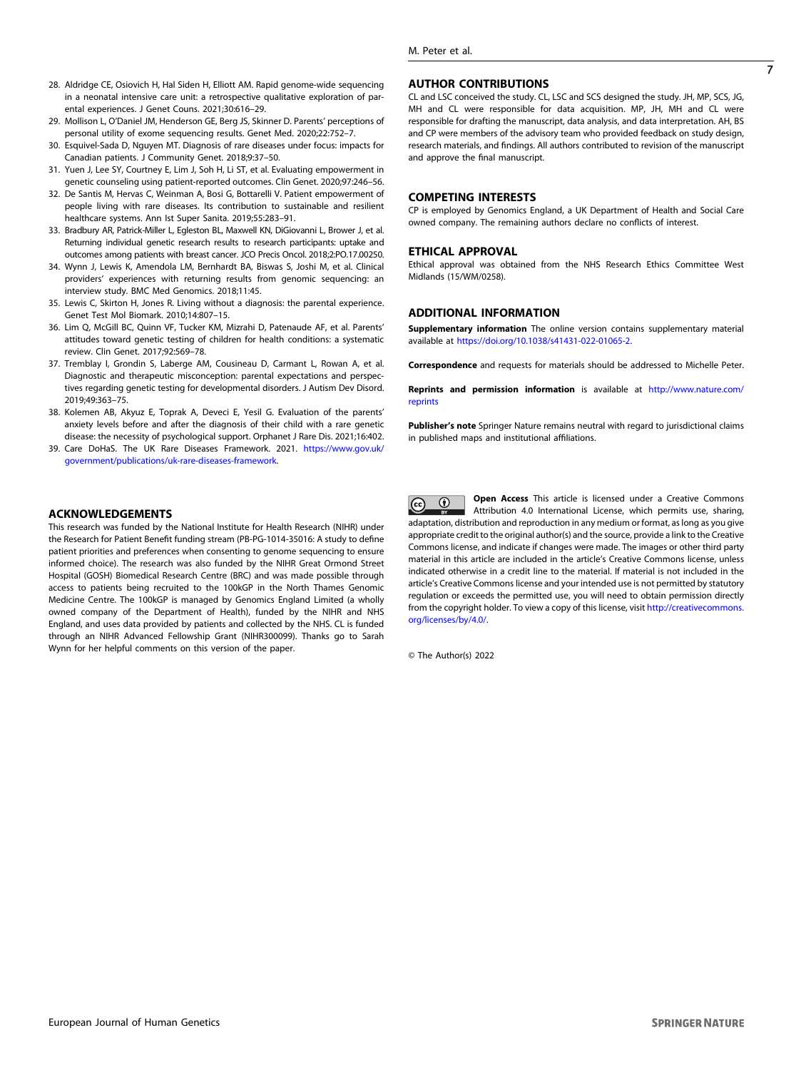28. Aldridge CE, Osiovich H, Hal Siden H, Elliott AM. Rapid genome-wide sequencing in a neonatal intensive care unit: a retrospective qualitative exploration of parental experiences. J Genet Couns. 2021;30:616–29.
29. Mollison L, O'Daniel JM, Henderson GE, Berg JS, Skinner D. Parents' perceptions of personal utility of exome sequencing results. Genet Med. 2020;22:752–7.
30. Esquivel-Sada D, Nguyen MT. Diagnosis of rare diseases under focus: impacts for Canadian patients. J Community Genet. 2018;9:37–50.
31. Yuen J, Lee SY, Courtney E, Lim J, Soh H, Li ST, et al. Evaluating empowerment in genetic counseling using patient-reported outcomes. Clin Genet. 2020;97:246–56.
32. De Santis M, Hervas C, Weinman A, Bosi G, Bottarelli V. Patient empowerment of people living with rare diseases. Its contribution to sustainable and resilient healthcare systems. Ann Ist Super Sanita. 2019;55:283–91.
33. Bradbury AR, Patrick-Miller L, Egleston BL, Maxwell KN, DiGiovanni L, Brower J, et al. Returning individual genetic research results to research participants: uptake and outcomes among patients with breast cancer. JCO Precis Oncol. 2018;2:PO.17.00250.
34. Wynn J, Lewis K, Amendola LM, Bernhardt BA, Biswas S, Joshi M, et al. Clinical providers' experiences with returning results from genomic sequencing: an interview study. BMC Med Genomics. 2018;11:45.
35. Lewis C, Skirton H, Jones R. Living without a diagnosis: the parental experience. Genet Test Mol Biomark. 2010;14:807–15.
36. Lim Q, McGill BC, Quinn VF, Tucker KM, Mizrahi D, Patenaude AF, et al. Parents' attitudes toward genetic testing of children for health conditions: a systematic review. Clin Genet. 2017;92:569–78.
37. Tremblay I, Grondin S, Laberge AM, Cousineau D, Carmant L, Rowan A, et al. Diagnostic and therapeutic misconception: parental expectations and perspectives regarding genetic testing for developmental disorders. J Autism Dev Disord. 2019;49:363–75.
38. Kolemen AB, Akyuz E, Toprak A, Deveci E, Yesil G. Evaluation of the parents' anxiety levels before and after the diagnosis of their child with a rare genetic disease: the necessity of psychological support. Orphanet J Rare Dis. 2021;16:402.
39. Care DoHaS. The UK Rare Diseases Framework. 2021. https://www.gov.uk/government/publications/uk-rare-diseases-framework.

## ACKNOWLEDGEMENTS

This research was funded by the National Institute for Health Research (NIHR) under the Research for Patient Benefit funding stream (PB-PG-1014-35016: A study to define patient priorities and preferences when consenting to genome sequencing to ensure informed choice). The research was also funded by the NIHR Great Ormond Street Hospital (GOSH) Biomedical Research Centre (BRC) and was made possible through access to patients being recruited to the 100kGP in the North Thames Genomic Medicine Centre. The 100kGP is managed by Genomics England Limited (a wholly owned company of the Department of Health), funded by the NIHR and NHS England, and uses data provided by patients and collected by the NHS. CL is funded through an NIHR Advanced Fellowship Grant (NIHR300099). Thanks go to Sarah Wynn for her helpful comments on this version of the paper.

## AUTHOR CONTRIBUTIONS

CL and LSC conceived the study. CL, LSC and SCS designed the study. JH, MP, SCS, JG, MH and CL were responsible for data acquisition. MP, JH, MH and CL were responsible for drafting the manuscript, data analysis, and data interpretation. AH, BS and CP were members of the advisory team who provided feedback on study design, research materials, and findings. All authors contributed to revision of the manuscript and approve the final manuscript.

## COMPETING INTERESTS

CP is employed by Genomics England, a UK Department of Health and Social Care owned company. The remaining authors declare no conflicts of interest.

## ETHICAL APPROVAL

Ethical approval was obtained from the NHS Research Ethics Committee West Midlands (15/WM/0258).

## ADDITIONAL INFORMATION

**Supplementary information** The online version contains supplementary material available at https://doi.org/10.1038/s41431-022-01065-2.

**Correspondence** and requests for materials should be addressed to Michelle Peter.

**Reprints and permission information** is available at http://www.nature.com/reprints

**Publisher's note** Springer Nature remains neutral with regard to jurisdictional claims in published maps and institutional affiliations.

**Open Access** This article is licensed under a Creative Commons Attribution 4.0 International License, which permits use, sharing, adaptation, distribution and reproduction in any medium or format, as long as you give appropriate credit to the original author(s) and the source, provide a link to the Creative Commons license, and indicate if changes were made. The images or other third party material in this article are included in the article's Creative Commons license, unless indicated otherwise in a credit line to the material. If material is not included in the article's Creative Commons license and your intended use is not permitted by statutory regulation or exceeds the permitted use, you will need to obtain permission directly from the copyright holder. To view a copy of this license, visit http://creativecommons.org/licenses/by/4.0/.

© The Author(s) 2022